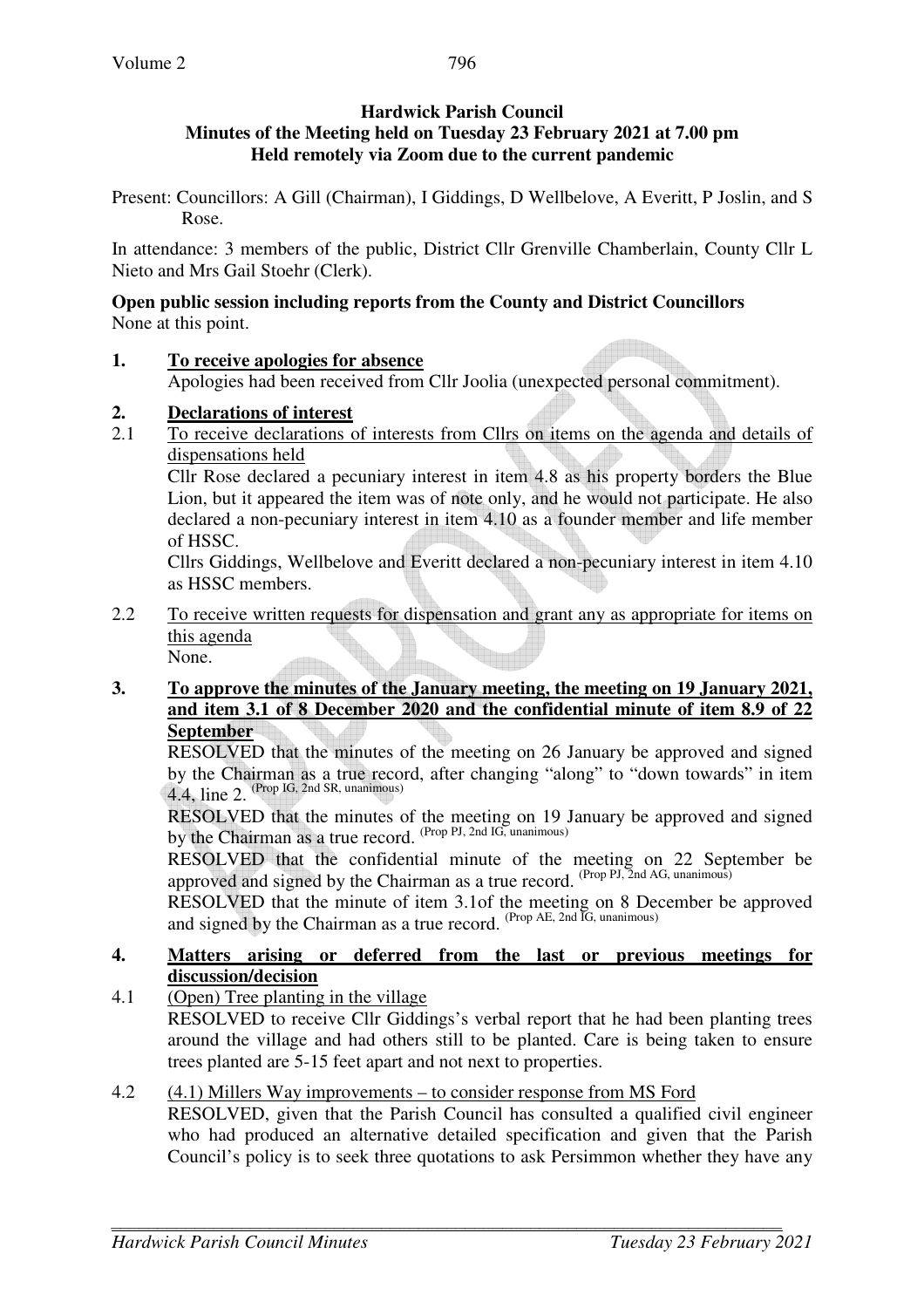**Hardwick Parish Council**
**Minutes of the Meeting held on Tuesday 23 February 2021 at 7.00 pm**
**Held remotely via Zoom due to the current pandemic**

Present: Councillors: A Gill (Chairman), I Giddings, D Wellbelove, A Everitt, P Joslin, and S Rose.

In attendance: 3 members of the public, District Cllr Grenville Chamberlain, County Cllr L Nieto and Mrs Gail Stoehr (Clerk).

**Open public session including reports from the County and District Councillors**
None at this point.

**1. To receive apologies for absence**

Apologies had been received from Cllr Joolia (unexpected personal commitment).

**2. Declarations of interest**

2.1 To receive declarations of interests from Cllrs on items on the agenda and details of dispensations held

Cllr Rose declared a pecuniary interest in item 4.8 as his property borders the Blue Lion, but it appeared the item was of note only, and he would not participate. He also declared a non-pecuniary interest in item 4.10 as a founder member and life member of HSSC.

Cllrs Giddings, Wellbelove and Everitt declared a non-pecuniary interest in item 4.10 as HSSC members.

2.2 To receive written requests for dispensation and grant any as appropriate for items on this agenda

None.

**3. To approve the minutes of the January meeting, the meeting on 19 January 2021, and item 3.1 of 8 December 2020 and the confidential minute of item 8.9 of 22 September**

RESOLVED that the minutes of the meeting on 26 January be approved and signed by the Chairman as a true record, after changing "along" to "down towards" in item 4.4, line 2. (Prop IG, 2nd SR, unanimous)

RESOLVED that the minutes of the meeting on 19 January be approved and signed by the Chairman as a true record. (Prop PJ, 2nd IG, unanimous)

RESOLVED that the confidential minute of the meeting on 22 September be approved and signed by the Chairman as a true record. (Prop PJ, 2nd AG, unanimous)

RESOLVED that the minute of item 3.1of the meeting on 8 December be approved and signed by the Chairman as a true record. (Prop AE, 2nd IG, unanimous)

**4. Matters arising or deferred from the last or previous meetings for discussion/decision**

4.1 (Open) Tree planting in the village

RESOLVED to receive Cllr Giddings's verbal report that he had been planting trees around the village and had others still to be planted. Care is being taken to ensure trees planted are 5-15 feet apart and not next to properties.

4.2 (4.1) Millers Way improvements – to consider response from MS Ford

RESOLVED, given that the Parish Council has consulted a qualified civil engineer who had produced an alternative detailed specification and given that the Parish Council's policy is to seek three quotations to ask Persimmon whether they have any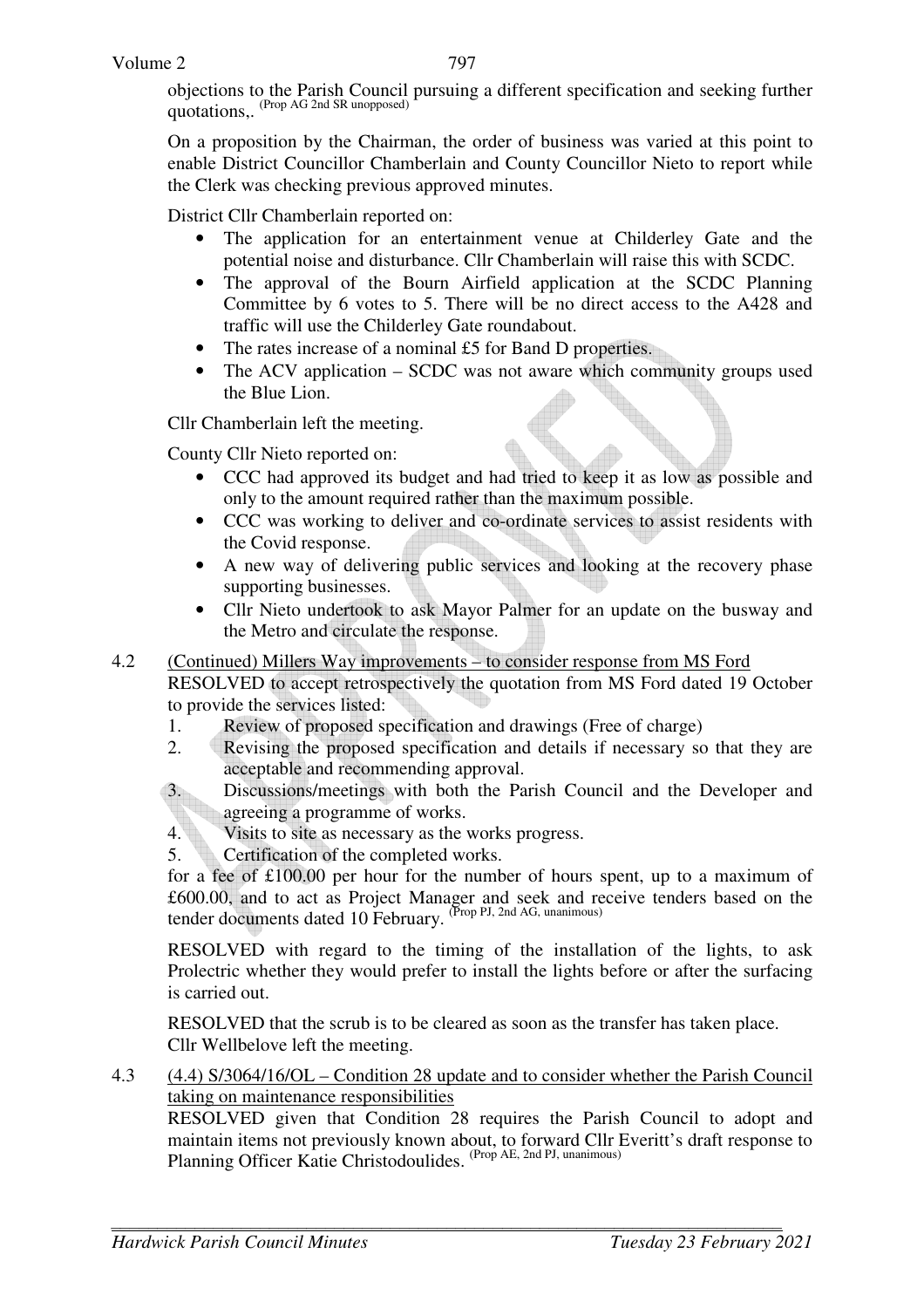objections to the Parish Council pursuing a different specification and seeking further quotations,. (Prop AG 2nd SR unopposed)

On a proposition by the Chairman, the order of business was varied at this point to enable District Councillor Chamberlain and County Councillor Nieto to report while the Clerk was checking previous approved minutes.

District Cllr Chamberlain reported on:

- The application for an entertainment venue at Childerley Gate and the potential noise and disturbance. Cllr Chamberlain will raise this with SCDC.
- The approval of the Bourn Airfield application at the SCDC Planning Committee by 6 votes to 5. There will be no direct access to the A428 and traffic will use the Childerley Gate roundabout.
- The rates increase of a nominal £5 for Band D properties.
- The ACV application – SCDC was not aware which community groups used the Blue Lion.

Cllr Chamberlain left the meeting.

County Cllr Nieto reported on:

- CCC had approved its budget and had tried to keep it as low as possible and only to the amount required rather than the maximum possible.
- CCC was working to deliver and co-ordinate services to assist residents with the Covid response.
- A new way of delivering public services and looking at the recovery phase supporting businesses.
- Cllr Nieto undertook to ask Mayor Palmer for an update on the busway and the Metro and circulate the response.

4.2 (Continued) Millers Way improvements – to consider response from MS Ford

RESOLVED to accept retrospectively the quotation from MS Ford dated 19 October to provide the services listed:

1. Review of proposed specification and drawings (Free of charge)
2. Revising the proposed specification and details if necessary so that they are acceptable and recommending approval.
3. Discussions/meetings with both the Parish Council and the Developer and agreeing a programme of works.
4. Visits to site as necessary as the works progress.
5. Certification of the completed works.

for a fee of £100.00 per hour for the number of hours spent, up to a maximum of £600.00, and to act as Project Manager and seek and receive tenders based on the tender documents dated 10 February. (Prop PJ, 2nd AG, unanimous)

RESOLVED with regard to the timing of the installation of the lights, to ask Prolectric whether they would prefer to install the lights before or after the surfacing is carried out.

RESOLVED that the scrub is to be cleared as soon as the transfer has taken place.
Cllr Wellbelove left the meeting.

4.3 (4.4) S/3064/16/OL – Condition 28 update and to consider whether the Parish Council taking on maintenance responsibilities

RESOLVED given that Condition 28 requires the Parish Council to adopt and maintain items not previously known about, to forward Cllr Everitt's draft response to Planning Officer Katie Christodoulides. (Prop AE, 2nd PJ, unanimous)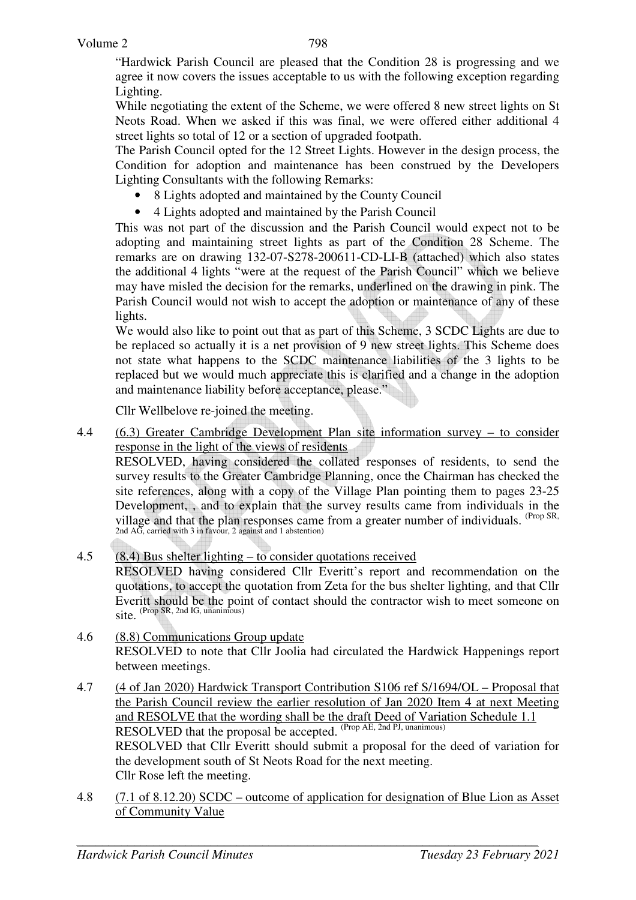"Hardwick Parish Council are pleased that the Condition 28 is progressing and we agree it now covers the issues acceptable to us with the following exception regarding Lighting.

While negotiating the extent of the Scheme, we were offered 8 new street lights on St Neots Road. When we asked if this was final, we were offered either additional 4 street lights so total of 12 or a section of upgraded footpath.

The Parish Council opted for the 12 Street Lights. However in the design process, the Condition for adoption and maintenance has been construed by the Developers Lighting Consultants with the following Remarks:

- 8 Lights adopted and maintained by the County Council
- 4 Lights adopted and maintained by the Parish Council

This was not part of the discussion and the Parish Council would expect not to be adopting and maintaining street lights as part of the Condition 28 Scheme. The remarks are on drawing 132-07-S278-200611-CD-LI-B (attached) which also states the additional 4 lights "were at the request of the Parish Council" which we believe may have misled the decision for the remarks, underlined on the drawing in pink. The Parish Council would not wish to accept the adoption or maintenance of any of these lights.

We would also like to point out that as part of this Scheme, 3 SCDC Lights are due to be replaced so actually it is a net provision of 9 new street lights. This Scheme does not state what happens to the SCDC maintenance liabilities of the 3 lights to be replaced but we would much appreciate this is clarified and a change in the adoption and maintenance liability before acceptance, please."

Cllr Wellbelove re-joined the meeting.

4.4 (6.3) Greater Cambridge Development Plan site information survey – to consider response in the light of the views of residents

RESOLVED, having considered the collated responses of residents, to send the survey results to the Greater Cambridge Planning, once the Chairman has checked the site references, along with a copy of the Village Plan pointing them to pages 23-25 Development, , and to explain that the survey results came from individuals in the village and that the plan responses came from a greater number of individuals. (Prop SR, 2nd AG, carried with 3 in favour, 2 against and 1 abstention)

4.5 (8.4) Bus shelter lighting – to consider quotations received

RESOLVED having considered Cllr Everitt's report and recommendation on the quotations, to accept the quotation from Zeta for the bus shelter lighting, and that Cllr Everitt should be the point of contact should the contractor wish to meet someone on site. (Prop SR, 2nd IG, unanimous)

4.6 (8.8) Communications Group update

RESOLVED to note that Cllr Joolia had circulated the Hardwick Happenings report between meetings.

4.7 (4 of Jan 2020) Hardwick Transport Contribution S106 ref S/1694/OL – Proposal that the Parish Council review the earlier resolution of Jan 2020 Item 4 at next Meeting and RESOLVE that the wording shall be the draft Deed of Variation Schedule 1.1

RESOLVED that the proposal be accepted. (Prop AE, 2nd PJ, unanimous)

RESOLVED that Cllr Everitt should submit a proposal for the deed of variation for the development south of St Neots Road for the next meeting.

Cllr Rose left the meeting.

4.8 (7.1 of 8.12.20) SCDC – outcome of application for designation of Blue Lion as Asset of Community Value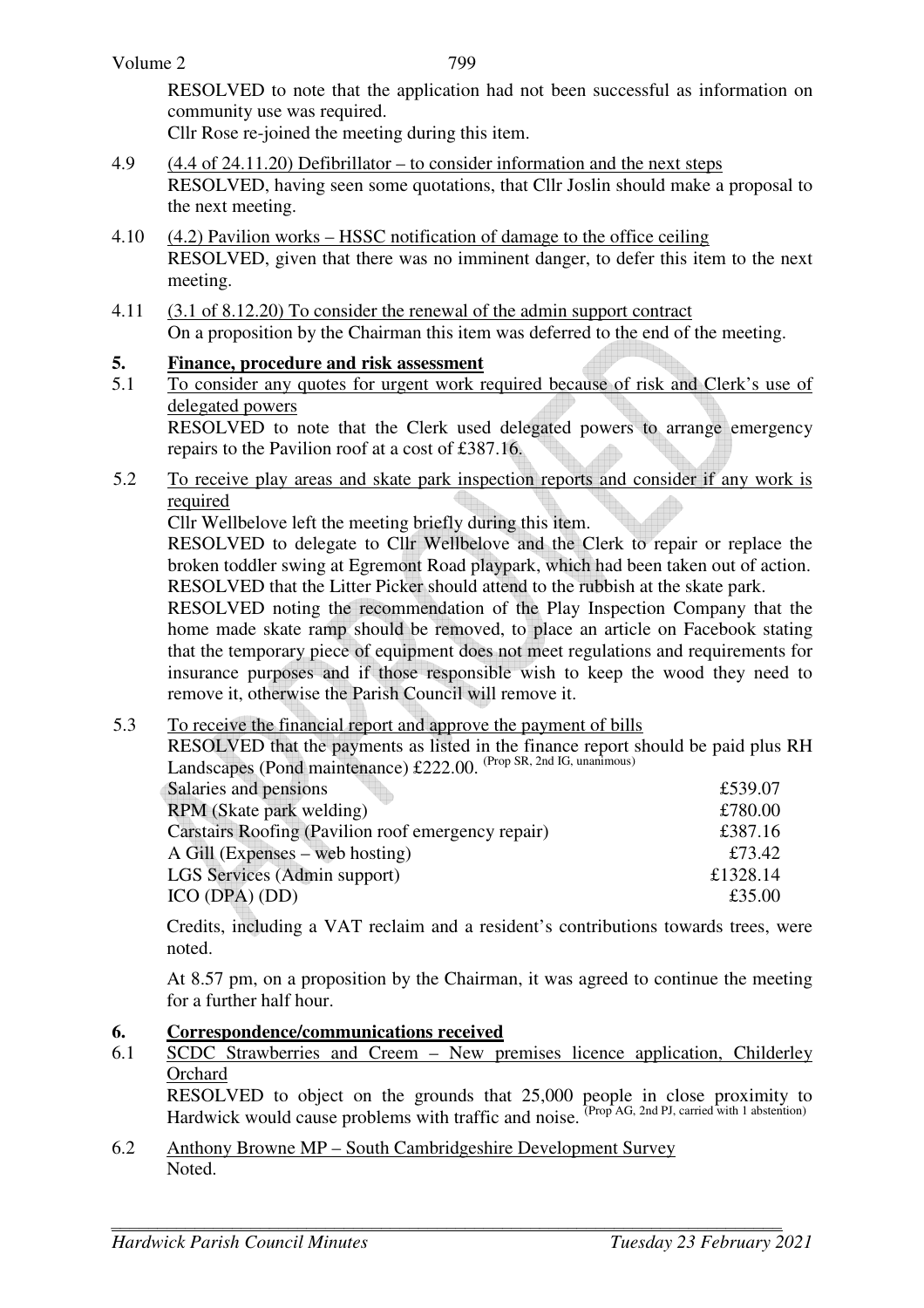RESOLVED to note that the application had not been successful as information on community use was required.

Cllr Rose re-joined the meeting during this item.

4.9 (4.4 of 24.11.20) Defibrillator – to consider information and the next steps
RESOLVED, having seen some quotations, that Cllr Joslin should make a proposal to the next meeting.

4.10 (4.2) Pavilion works – HSSC notification of damage to the office ceiling
RESOLVED, given that there was no imminent danger, to defer this item to the next meeting.

4.11 (3.1 of 8.12.20) To consider the renewal of the admin support contract
On a proposition by the Chairman this item was deferred to the end of the meeting.

**5. Finance, procedure and risk assessment**

5.1 To consider any quotes for urgent work required because of risk and Clerk's use of delegated powers
RESOLVED to note that the Clerk used delegated powers to arrange emergency repairs to the Pavilion roof at a cost of £387.16.

5.2 To receive play areas and skate park inspection reports and consider if any work is required
Cllr Wellbelove left the meeting briefly during this item.
RESOLVED to delegate to Cllr Wellbelove and the Clerk to repair or replace the broken toddler swing at Egremont Road playpark, which had been taken out of action.
RESOLVED that the Litter Picker should attend to the rubbish at the skate park.
RESOLVED noting the recommendation of the Play Inspection Company that the home made skate ramp should be removed, to place an article on Facebook stating that the temporary piece of equipment does not meet regulations and requirements for insurance purposes and if those responsible wish to keep the wood they need to remove it, otherwise the Parish Council will remove it.

5.3 To receive the financial report and approve the payment of bills
RESOLVED that the payments as listed in the finance report should be paid plus RH Landscapes (Pond maintenance) £222.00. (Prop SR, 2nd IG, unanimous)

| | |
|---|---|
| Salaries and pensions | £539.07 |
| RPM (Skate park welding) | £780.00 |
| Carstairs Roofing (Pavilion roof emergency repair) | £387.16 |
| A Gill (Expenses – web hosting) | £73.42 |
| LGS Services (Admin support) | £1328.14 |
| ICO (DPA) (DD) | £35.00 |

Credits, including a VAT reclaim and a resident's contributions towards trees, were noted.

At 8.57 pm, on a proposition by the Chairman, it was agreed to continue the meeting for a further half hour.

**6. Correspondence/communications received**

6.1 SCDC Strawberries and Creem – New premises licence application, Childerley Orchard
RESOLVED to object on the grounds that 25,000 people in close proximity to Hardwick would cause problems with traffic and noise. (Prop AG, 2nd PJ, carried with 1 abstention)

6.2 Anthony Browne MP – South Cambridgeshire Development Survey
Noted.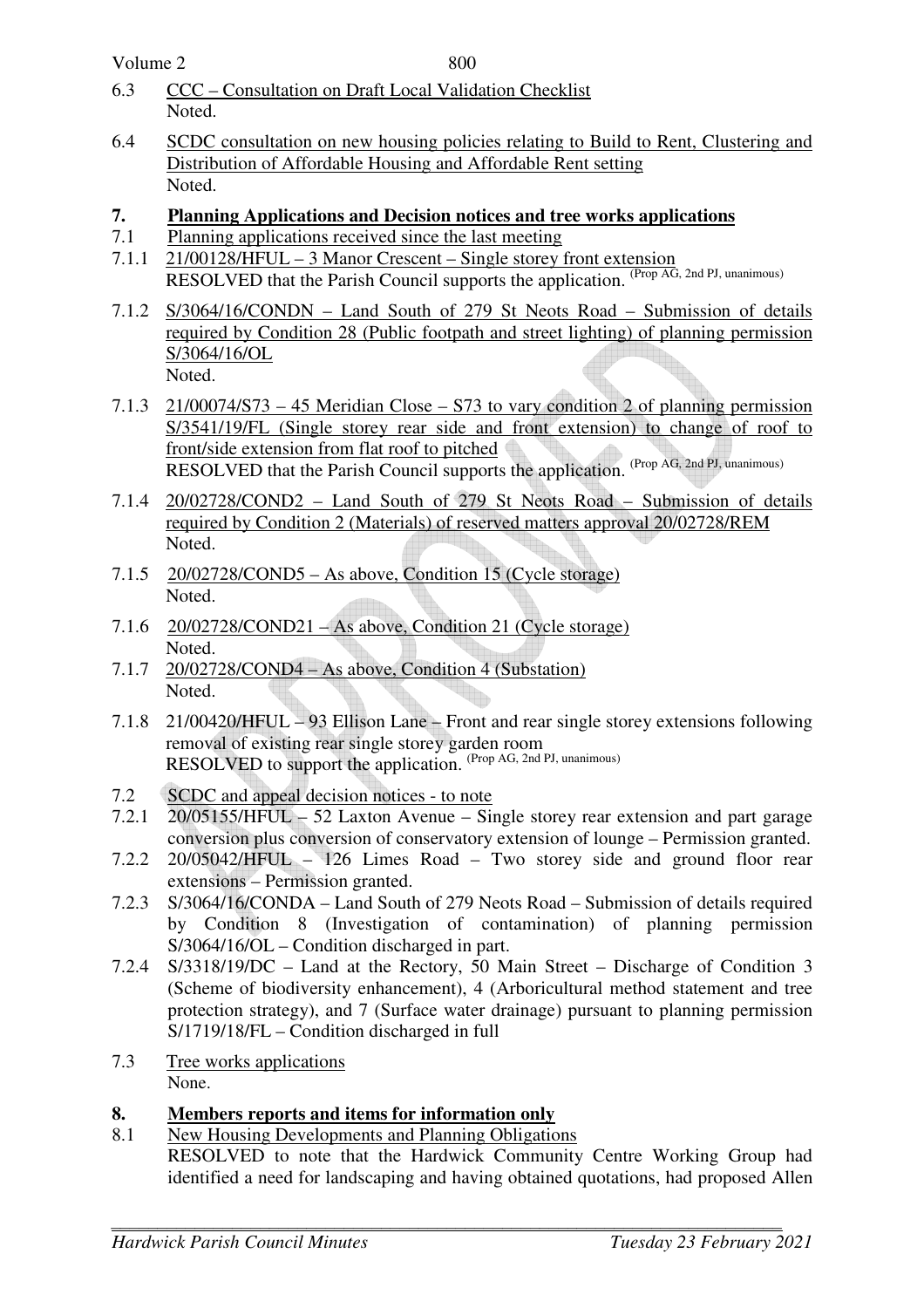6.3 CCC – Consultation on Draft Local Validation Checklist
Noted.

6.4 SCDC consultation on new housing policies relating to Build to Rent, Clustering and Distribution of Affordable Housing and Affordable Rent setting
Noted.

## 7. Planning Applications and Decision notices and tree works applications

7.1 Planning applications received since the last meeting

7.1.1 21/00128/HFUL – 3 Manor Crescent – Single storey front extension
RESOLVED that the Parish Council supports the application. (Prop AG, 2nd PJ, unanimous)

7.1.2 S/3064/16/CONDN – Land South of 279 St Neots Road – Submission of details required by Condition 28 (Public footpath and street lighting) of planning permission S/3064/16/OL
Noted.

7.1.3 21/00074/S73 – 45 Meridian Close – S73 to vary condition 2 of planning permission S/3541/19/FL (Single storey rear side and front extension) to change of roof to front/side extension from flat roof to pitched
RESOLVED that the Parish Council supports the application. (Prop AG, 2nd PJ, unanimous)

7.1.4 20/02728/COND2 – Land South of 279 St Neots Road – Submission of details required by Condition 2 (Materials) of reserved matters approval 20/02728/REM
Noted.

7.1.5 20/02728/COND5 – As above, Condition 15 (Cycle storage)
Noted.

7.1.6 20/02728/COND21 – As above, Condition 21 (Cycle storage)
Noted.

7.1.7 20/02728/COND4 – As above, Condition 4 (Substation)
Noted.

7.1.8 21/00420/HFUL – 93 Ellison Lane – Front and rear single storey extensions following removal of existing rear single storey garden room
RESOLVED to support the application. (Prop AG, 2nd PJ, unanimous)

7.2 SCDC and appeal decision notices - to note

7.2.1 20/05155/HFUL – 52 Laxton Avenue – Single storey rear extension and part garage conversion plus conversion of conservatory extension of lounge – Permission granted.

7.2.2 20/05042/HFUL – 126 Limes Road – Two storey side and ground floor rear extensions – Permission granted.

7.2.3 S/3064/16/CONDA – Land South of 279 Neots Road – Submission of details required by Condition 8 (Investigation of contamination) of planning permission S/3064/16/OL – Condition discharged in part.

7.2.4 S/3318/19/DC – Land at the Rectory, 50 Main Street – Discharge of Condition 3 (Scheme of biodiversity enhancement), 4 (Arboricultural method statement and tree protection strategy), and 7 (Surface water drainage) pursuant to planning permission S/1719/18/FL – Condition discharged in full

7.3 Tree works applications
None.

## 8. Members reports and items for information only

8.1 New Housing Developments and Planning Obligations
RESOLVED to note that the Hardwick Community Centre Working Group had identified a need for landscaping and having obtained quotations, had proposed Allen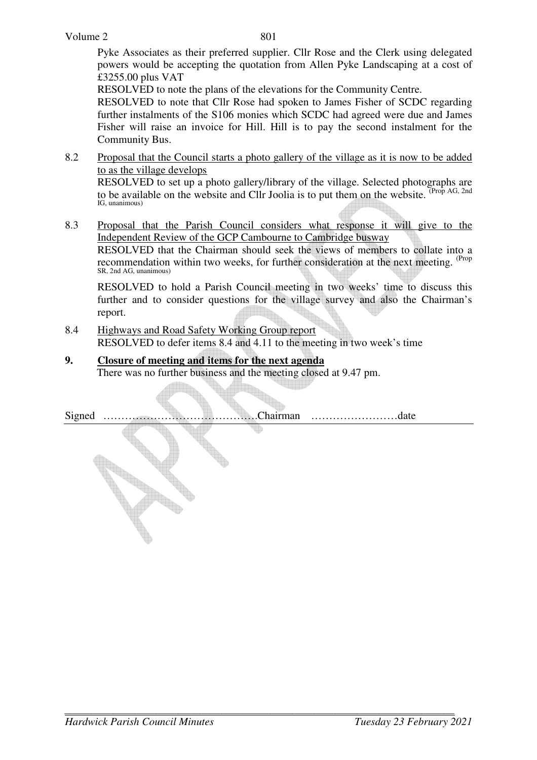Pyke Associates as their preferred supplier. Cllr Rose and the Clerk using delegated powers would be accepting the quotation from Allen Pyke Landscaping at a cost of £3255.00 plus VAT

RESOLVED to note the plans of the elevations for the Community Centre.

RESOLVED to note that Cllr Rose had spoken to James Fisher of SCDC regarding further instalments of the S106 monies which SCDC had agreed were due and James Fisher will raise an invoice for Hill. Hill is to pay the second instalment for the Community Bus.

8.2 Proposal that the Council starts a photo gallery of the village as it is now to be added to as the village develops

RESOLVED to set up a photo gallery/library of the village. Selected photographs are to be available on the website and Cllr Joolia is to put them on the website. (Prop AG, 2nd IG, unanimous)

8.3 Proposal that the Parish Council considers what response it will give to the Independent Review of the GCP Cambourne to Cambridge busway

RESOLVED that the Chairman should seek the views of members to collate into a recommendation within two weeks, for further consideration at the next meeting. (Prop SR, 2nd AG, unanimous)

RESOLVED to hold a Parish Council meeting in two weeks' time to discuss this further and to consider questions for the village survey and also the Chairman's report.

8.4 Highways and Road Safety Working Group report

RESOLVED to defer items 8.4 and 4.11 to the meeting in two week's time

## 9. Closure of meeting and items for the next agenda

There was no further business and the meeting closed at 9.47 pm.

Signed …………………………………….Chairman ……………………date